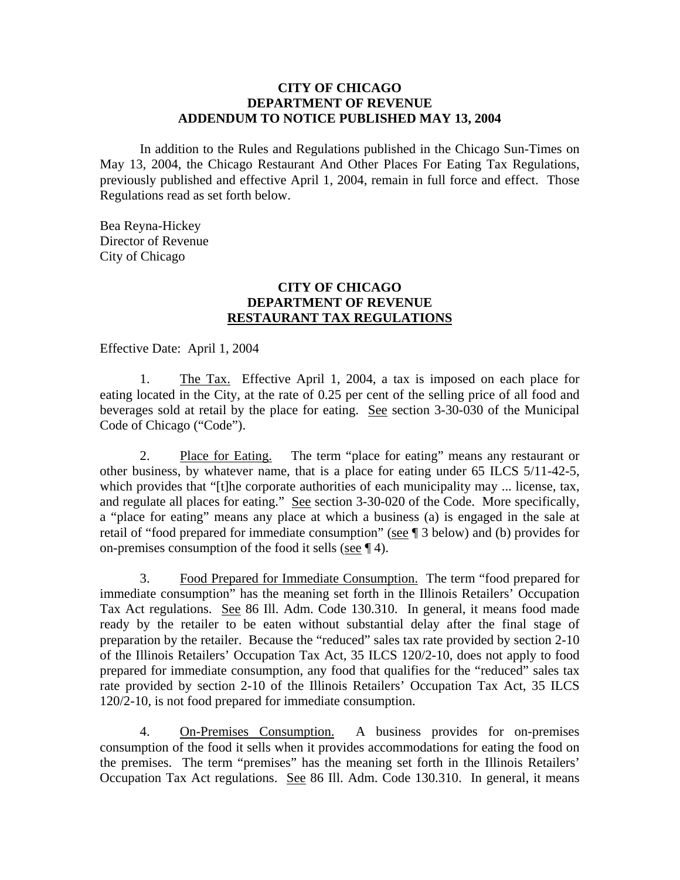**CITY OF CHICAGO**
**DEPARTMENT OF REVENUE**
**ADDENDUM TO NOTICE PUBLISHED MAY 13, 2004**

In addition to the Rules and Regulations published in the Chicago Sun-Times on May 13, 2004, the Chicago Restaurant And Other Places For Eating Tax Regulations, previously published and effective April 1, 2004, remain in full force and effect. Those Regulations read as set forth below.

Bea Reyna-Hickey
Director of Revenue
City of Chicago

**CITY OF CHICAGO**
**DEPARTMENT OF REVENUE**
**RESTAURANT TAX REGULATIONS**

Effective Date: April 1, 2004

1. The Tax. Effective April 1, 2004, a tax is imposed on each place for eating located in the City, at the rate of 0.25 per cent of the selling price of all food and beverages sold at retail by the place for eating. See section 3-30-030 of the Municipal Code of Chicago ("Code").

2. Place for Eating. The term "place for eating" means any restaurant or other business, by whatever name, that is a place for eating under 65 ILCS 5/11-42-5, which provides that "[t]he corporate authorities of each municipality may ... license, tax, and regulate all places for eating." See section 3-30-020 of the Code. More specifically, a "place for eating" means any place at which a business (a) is engaged in the sale at retail of "food prepared for immediate consumption" (see ¶ 3 below) and (b) provides for on-premises consumption of the food it sells (see ¶ 4).

3. Food Prepared for Immediate Consumption. The term "food prepared for immediate consumption" has the meaning set forth in the Illinois Retailers' Occupation Tax Act regulations. See 86 Ill. Adm. Code 130.310. In general, it means food made ready by the retailer to be eaten without substantial delay after the final stage of preparation by the retailer. Because the "reduced" sales tax rate provided by section 2-10 of the Illinois Retailers' Occupation Tax Act, 35 ILCS 120/2-10, does not apply to food prepared for immediate consumption, any food that qualifies for the "reduced" sales tax rate provided by section 2-10 of the Illinois Retailers' Occupation Tax Act, 35 ILCS 120/2-10, is not food prepared for immediate consumption.

4. On-Premises Consumption. A business provides for on-premises consumption of the food it sells when it provides accommodations for eating the food on the premises. The term "premises" has the meaning set forth in the Illinois Retailers' Occupation Tax Act regulations. See 86 Ill. Adm. Code 130.310. In general, it means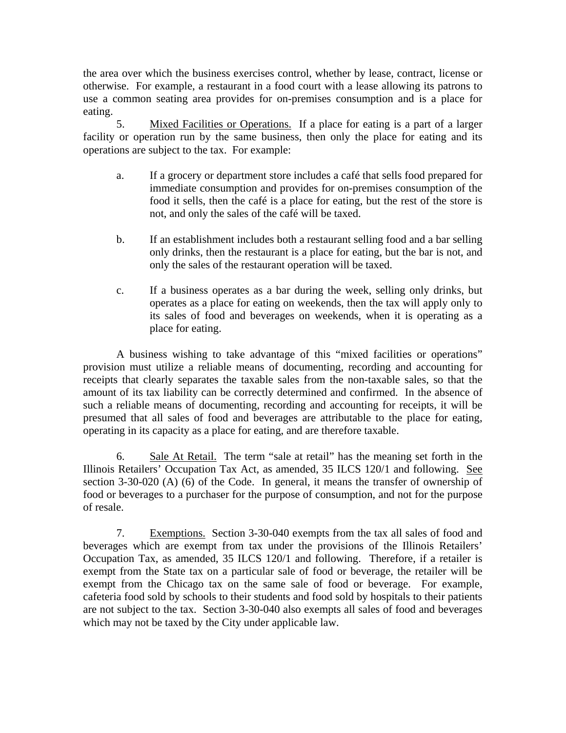the area over which the business exercises control, whether by lease, contract, license or otherwise. For example, a restaurant in a food court with a lease allowing its patrons to use a common seating area provides for on-premises consumption and is a place for eating.

5. Mixed Facilities or Operations. If a place for eating is a part of a larger facility or operation run by the same business, then only the place for eating and its operations are subject to the tax. For example:

a. If a grocery or department store includes a café that sells food prepared for immediate consumption and provides for on-premises consumption of the food it sells, then the café is a place for eating, but the rest of the store is not, and only the sales of the café will be taxed.

b. If an establishment includes both a restaurant selling food and a bar selling only drinks, then the restaurant is a place for eating, but the bar is not, and only the sales of the restaurant operation will be taxed.

c. If a business operates as a bar during the week, selling only drinks, but operates as a place for eating on weekends, then the tax will apply only to its sales of food and beverages on weekends, when it is operating as a place for eating.

A business wishing to take advantage of this "mixed facilities or operations" provision must utilize a reliable means of documenting, recording and accounting for receipts that clearly separates the taxable sales from the non-taxable sales, so that the amount of its tax liability can be correctly determined and confirmed. In the absence of such a reliable means of documenting, recording and accounting for receipts, it will be presumed that all sales of food and beverages are attributable to the place for eating, operating in its capacity as a place for eating, and are therefore taxable.

6. Sale At Retail. The term "sale at retail" has the meaning set forth in the Illinois Retailers' Occupation Tax Act, as amended, 35 ILCS 120/1 and following. See section 3-30-020 (A) (6) of the Code. In general, it means the transfer of ownership of food or beverages to a purchaser for the purpose of consumption, and not for the purpose of resale.

7. Exemptions. Section 3-30-040 exempts from the tax all sales of food and beverages which are exempt from tax under the provisions of the Illinois Retailers' Occupation Tax, as amended, 35 ILCS 120/1 and following. Therefore, if a retailer is exempt from the State tax on a particular sale of food or beverage, the retailer will be exempt from the Chicago tax on the same sale of food or beverage. For example, cafeteria food sold by schools to their students and food sold by hospitals to their patients are not subject to the tax. Section 3-30-040 also exempts all sales of food and beverages which may not be taxed by the City under applicable law.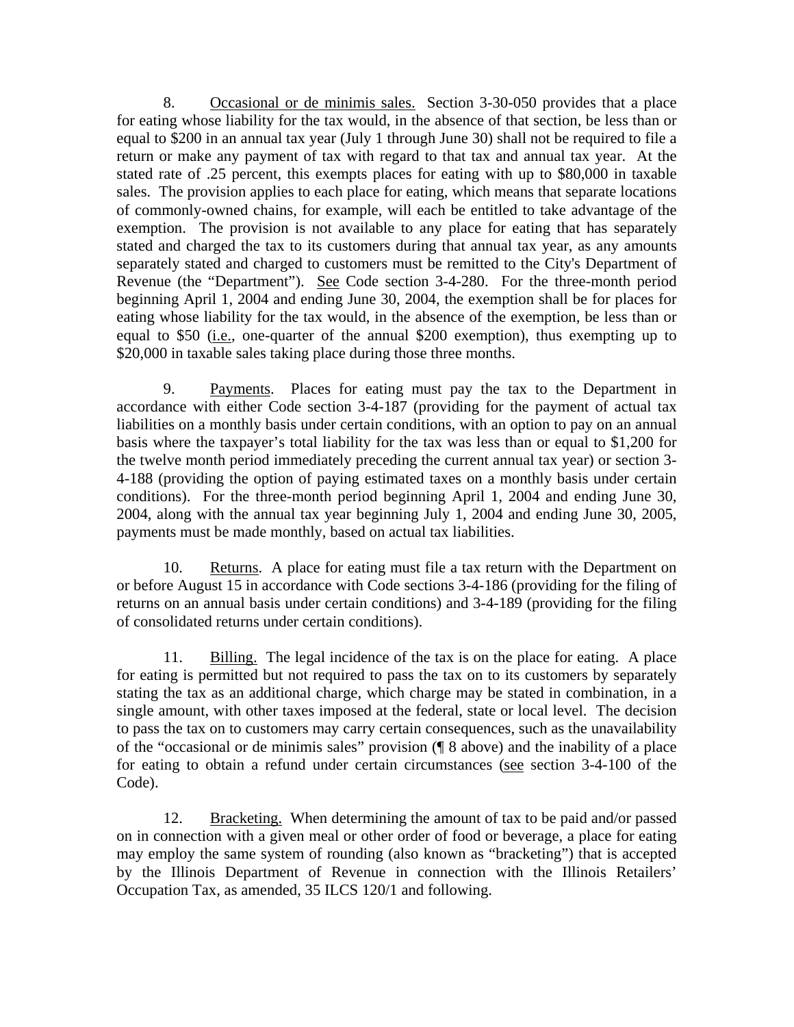8. Occasional or de minimis sales. Section 3-30-050 provides that a place for eating whose liability for the tax would, in the absence of that section, be less than or equal to $200 in an annual tax year (July 1 through June 30) shall not be required to file a return or make any payment of tax with regard to that tax and annual tax year. At the stated rate of .25 percent, this exempts places for eating with up to $80,000 in taxable sales. The provision applies to each place for eating, which means that separate locations of commonly-owned chains, for example, will each be entitled to take advantage of the exemption. The provision is not available to any place for eating that has separately stated and charged the tax to its customers during that annual tax year, as any amounts separately stated and charged to customers must be remitted to the City's Department of Revenue (the "Department"). See Code section 3-4-280. For the three-month period beginning April 1, 2004 and ending June 30, 2004, the exemption shall be for places for eating whose liability for the tax would, in the absence of the exemption, be less than or equal to $50 (i.e., one-quarter of the annual $200 exemption), thus exempting up to $20,000 in taxable sales taking place during those three months.

9. Payments. Places for eating must pay the tax to the Department in accordance with either Code section 3-4-187 (providing for the payment of actual tax liabilities on a monthly basis under certain conditions, with an option to pay on an annual basis where the taxpayer's total liability for the tax was less than or equal to $1,200 for the twelve month period immediately preceding the current annual tax year) or section 3-4-188 (providing the option of paying estimated taxes on a monthly basis under certain conditions). For the three-month period beginning April 1, 2004 and ending June 30, 2004, along with the annual tax year beginning July 1, 2004 and ending June 30, 2005, payments must be made monthly, based on actual tax liabilities.

10. Returns. A place for eating must file a tax return with the Department on or before August 15 in accordance with Code sections 3-4-186 (providing for the filing of returns on an annual basis under certain conditions) and 3-4-189 (providing for the filing of consolidated returns under certain conditions).

11. Billing. The legal incidence of the tax is on the place for eating. A place for eating is permitted but not required to pass the tax on to its customers by separately stating the tax as an additional charge, which charge may be stated in combination, in a single amount, with other taxes imposed at the federal, state or local level. The decision to pass the tax on to customers may carry certain consequences, such as the unavailability of the "occasional or de minimis sales" provision (¶ 8 above) and the inability of a place for eating to obtain a refund under certain circumstances (see section 3-4-100 of the Code).

12. Bracketing. When determining the amount of tax to be paid and/or passed on in connection with a given meal or other order of food or beverage, a place for eating may employ the same system of rounding (also known as "bracketing") that is accepted by the Illinois Department of Revenue in connection with the Illinois Retailers' Occupation Tax, as amended, 35 ILCS 120/1 and following.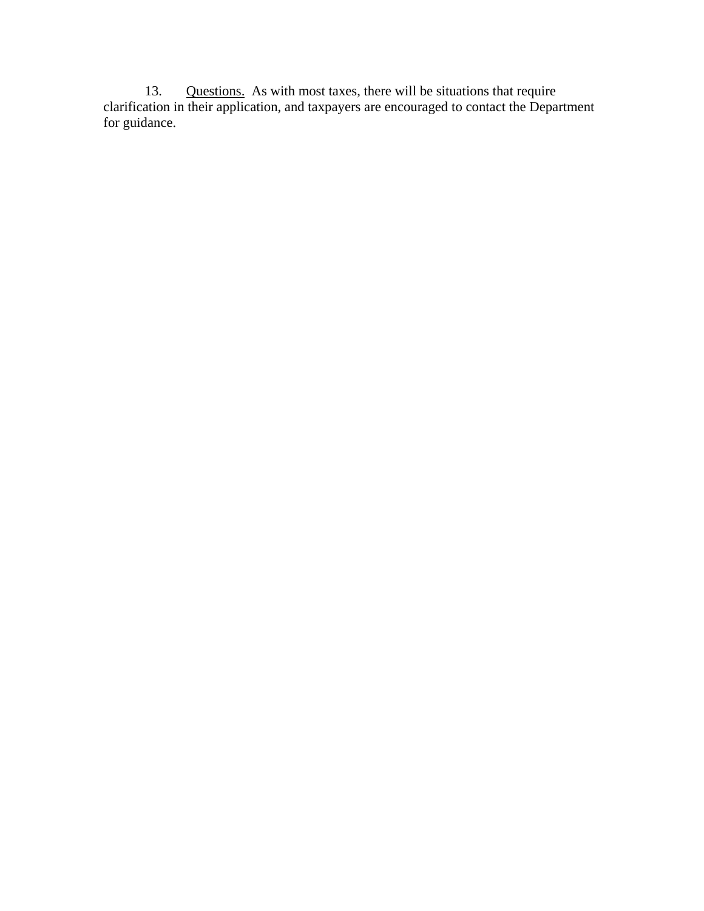13. <u>Questions.</u> As with most taxes, there will be situations that require clarification in their application, and taxpayers are encouraged to contact the Department for guidance.